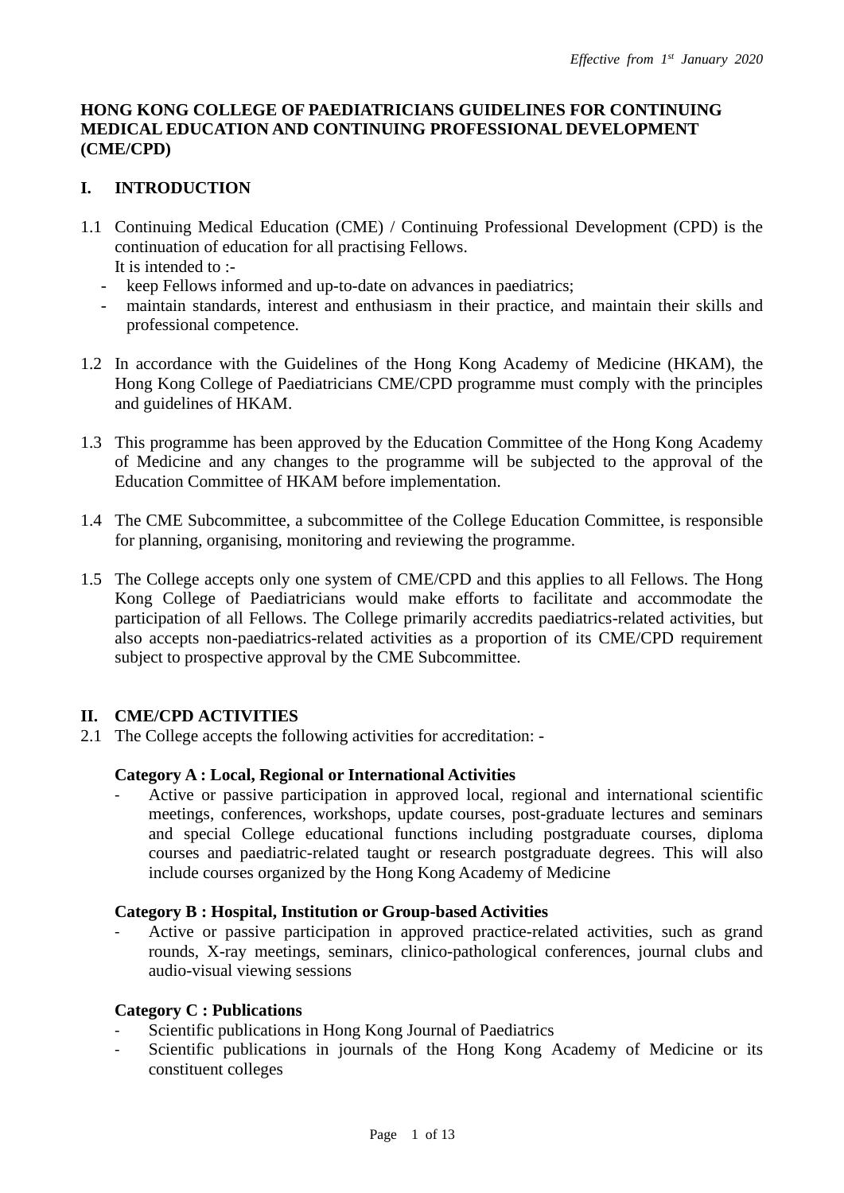*Effective from 1st January 2020*

# HONG KONG COLLEGE OF PAEDIATRICIANS GUIDELINES FOR CONTINUING MEDICAL EDUCATION AND CONTINUING PROFESSIONAL DEVELOPMENT (CME/CPD)

## I. INTRODUCTION

1.1 Continuing Medical Education (CME) / Continuing Professional Development (CPD) is the continuation of education for all practising Fellows.
It is intended to :-
- keep Fellows informed and up-to-date on advances in paediatrics;
- maintain standards, interest and enthusiasm in their practice, and maintain their skills and professional competence.

1.2 In accordance with the Guidelines of the Hong Kong Academy of Medicine (HKAM), the Hong Kong College of Paediatricians CME/CPD programme must comply with the principles and guidelines of HKAM.

1.3 This programme has been approved by the Education Committee of the Hong Kong Academy of Medicine and any changes to the programme will be subjected to the approval of the Education Committee of HKAM before implementation.

1.4 The CME Subcommittee, a subcommittee of the College Education Committee, is responsible for planning, organising, monitoring and reviewing the programme.

1.5 The College accepts only one system of CME/CPD and this applies to all Fellows. The Hong Kong College of Paediatricians would make efforts to facilitate and accommodate the participation of all Fellows. The College primarily accredits paediatrics-related activities, but also accepts non-paediatrics-related activities as a proportion of its CME/CPD requirement subject to prospective approval by the CME Subcommittee.

## II. CME/CPD ACTIVITIES

2.1 The College accepts the following activities for accreditation: -

**Category A : Local, Regional or International Activities**

- Active or passive participation in approved local, regional and international scientific meetings, conferences, workshops, update courses, post-graduate lectures and seminars and special College educational functions including postgraduate courses, diploma courses and paediatric-related taught or research postgraduate degrees. This will also include courses organized by the Hong Kong Academy of Medicine

**Category B : Hospital, Institution or Group-based Activities**

- Active or passive participation in approved practice-related activities, such as grand rounds, X-ray meetings, seminars, clinico-pathological conferences, journal clubs and audio-visual viewing sessions

**Category C : Publications**

- Scientific publications in Hong Kong Journal of Paediatrics
- Scientific publications in journals of the Hong Kong Academy of Medicine or its constituent colleges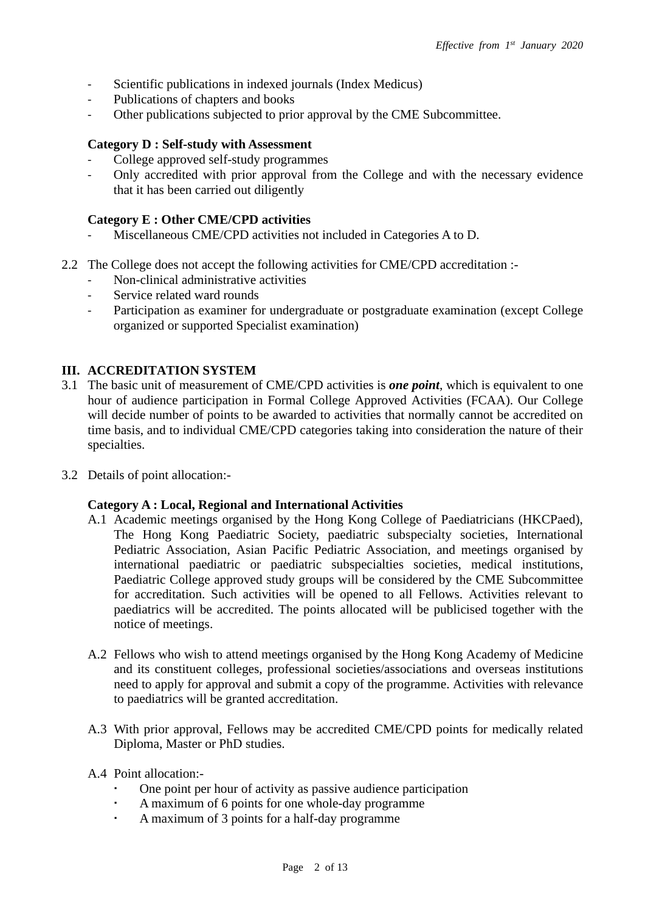- Scientific publications in indexed journals (Index Medicus)
- Publications of chapters and books
- Other publications subjected to prior approval by the CME Subcommittee.

**Category D : Self-study with Assessment**

- College approved self-study programmes
- Only accredited with prior approval from the College and with the necessary evidence that it has been carried out diligently

**Category E : Other CME/CPD activities**

- Miscellaneous CME/CPD activities not included in Categories A to D.

2.2 The College does not accept the following activities for CME/CPD accreditation :-

- Non-clinical administrative activities
- Service related ward rounds
- Participation as examiner for undergraduate or postgraduate examination (except College organized or supported Specialist examination)

## III. ACCREDITATION SYSTEM

3.1 The basic unit of measurement of CME/CPD activities is ***one point***, which is equivalent to one hour of audience participation in Formal College Approved Activities (FCAA). Our College will decide number of points to be awarded to activities that normally cannot be accredited on time basis, and to individual CME/CPD categories taking into consideration the nature of their specialties.

3.2 Details of point allocation:-

**Category A : Local, Regional and International Activities**

A.1 Academic meetings organised by the Hong Kong College of Paediatricians (HKCPaed), The Hong Kong Paediatric Society, paediatric subspecialty societies, International Pediatric Association, Asian Pacific Pediatric Association, and meetings organised by international paediatric or paediatric subspecialties societies, medical institutions, Paediatric College approved study groups will be considered by the CME Subcommittee for accreditation. Such activities will be opened to all Fellows. Activities relevant to paediatrics will be accredited. The points allocated will be publicised together with the notice of meetings.

A.2 Fellows who wish to attend meetings organised by the Hong Kong Academy of Medicine and its constituent colleges, professional societies/associations and overseas institutions need to apply for approval and submit a copy of the programme. Activities with relevance to paediatrics will be granted accreditation.

A.3 With prior approval, Fellows may be accredited CME/CPD points for medically related Diploma, Master or PhD studies.

A.4 Point allocation:-

- One point per hour of activity as passive audience participation
- A maximum of 6 points for one whole-day programme
- A maximum of 3 points for a half-day programme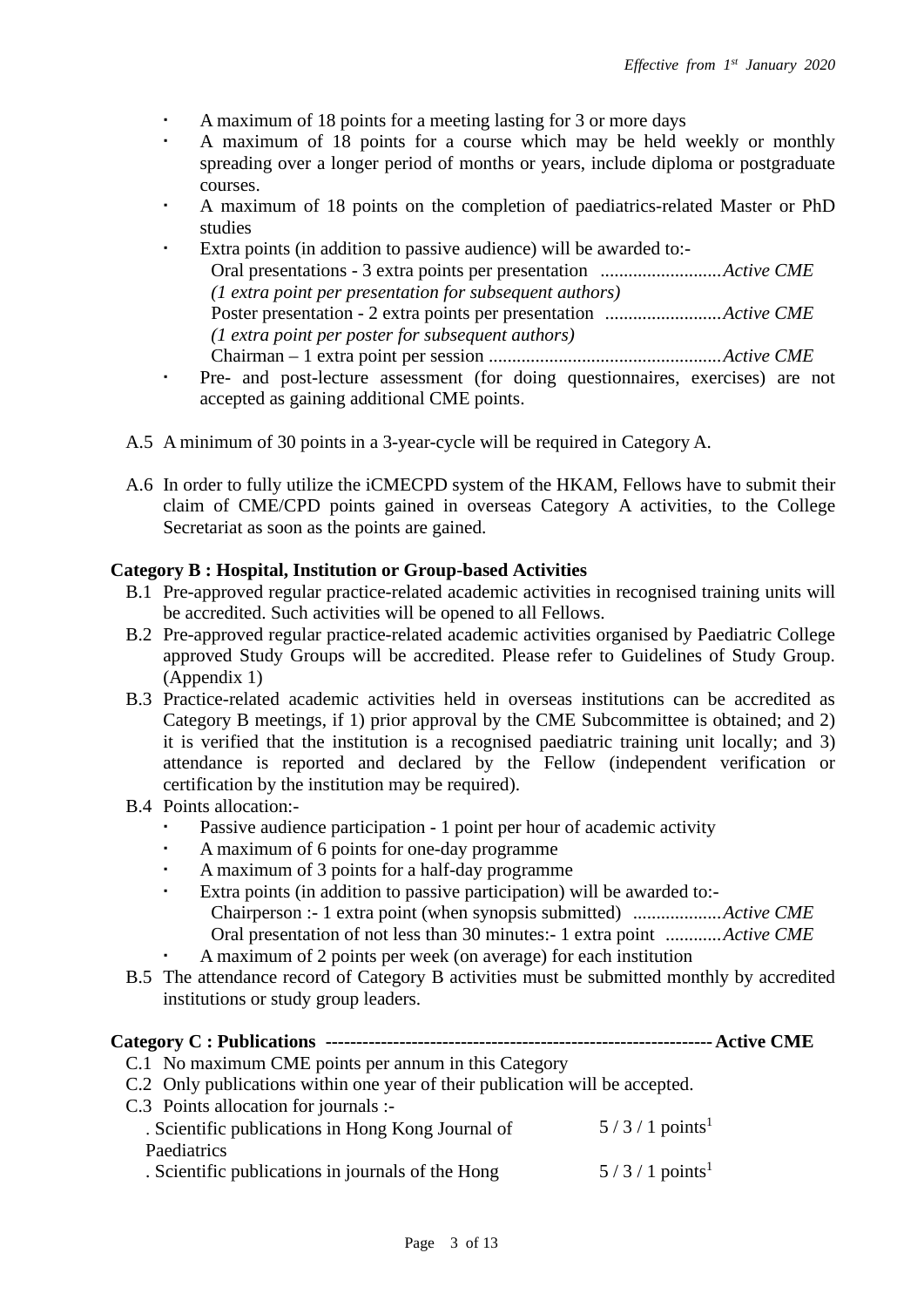- A maximum of 18 points for a meeting lasting for 3 or more days
- A maximum of 18 points for a course which may be held weekly or monthly spreading over a longer period of months or years, include diploma or postgraduate courses.
- A maximum of 18 points on the completion of paediatrics-related Master or PhD studies
- Extra points (in addition to passive audience) will be awarded to:-
  Oral presentations - 3 extra points per presentation .......................... *Active CME*
  *(1 extra point per presentation for subsequent authors)*
  Poster presentation - 2 extra points per presentation ......................... *Active CME*
  *(1 extra point per poster for subsequent authors)*
  Chairman – 1 extra point per session ................................................. *Active CME*
- Pre- and post-lecture assessment (for doing questionnaires, exercises) are not accepted as gaining additional CME points.

A.5 A minimum of 30 points in a 3-year-cycle will be required in Category A.

A.6 In order to fully utilize the iCMECPD system of the HKAM, Fellows have to submit their claim of CME/CPD points gained in overseas Category A activities, to the College Secretariat as soon as the points are gained.

**Category B : Hospital, Institution or Group-based Activities**

B.1 Pre-approved regular practice-related academic activities in recognised training units will be accredited. Such activities will be opened to all Fellows.

B.2 Pre-approved regular practice-related academic activities organised by Paediatric College approved Study Groups will be accredited. Please refer to Guidelines of Study Group. (Appendix 1)

B.3 Practice-related academic activities held in overseas institutions can be accredited as Category B meetings, if 1) prior approval by the CME Subcommittee is obtained; and 2) it is verified that the institution is a recognised paediatric training unit locally; and 3) attendance is reported and declared by the Fellow (independent verification or certification by the institution may be required).

B.4 Points allocation:-
- Passive audience participation - 1 point per hour of academic activity
- A maximum of 6 points for one-day programme
- A maximum of 3 points for a half-day programme
- Extra points (in addition to passive participation) will be awarded to:-
  Chairperson :- 1 extra point (when synopsis submitted) ................... *Active CME*
  Oral presentation of not less than 30 minutes:- 1 extra point ............ *Active CME*
- A maximum of 2 points per week (on average) for each institution

B.5 The attendance record of Category B activities must be submitted monthly by accredited institutions or study group leaders.

**Category C : Publications ---------------------------------------------------------------- Active CME**

C.1 No maximum CME points per annum in this Category

C.2 Only publications within one year of their publication will be accepted.

C.3 Points allocation for journals :-

| | |
|---|---|
| . Scientific publications in Hong Kong Journal of Paediatrics | 5 / 3 / 1 points[1] |
| . Scientific publications in journals of the Hong | 5 / 3 / 1 points[1] |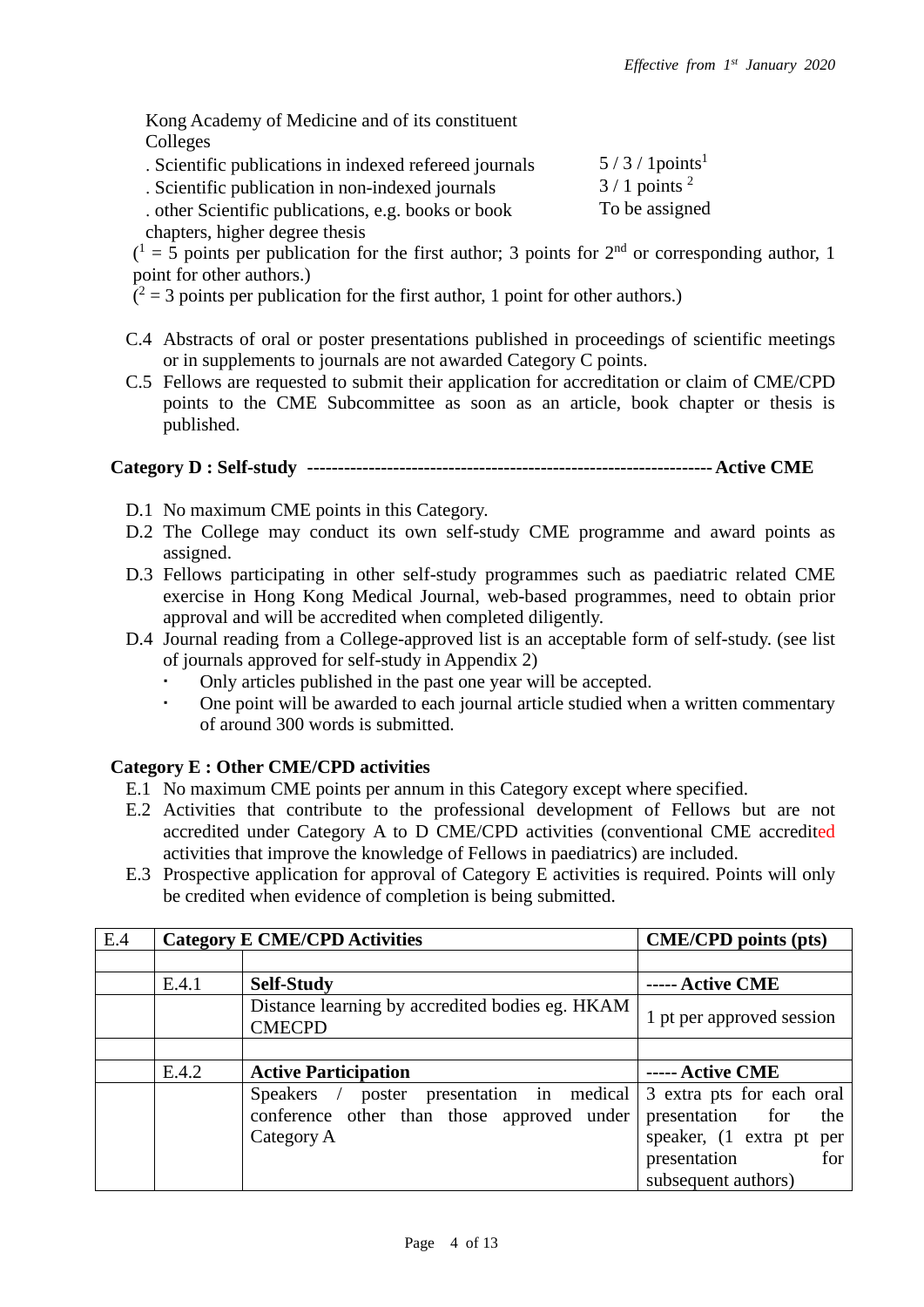Kong Academy of Medicine and of its constituent Colleges

| | |
|---|---|
| . Scientific publications in indexed refereed journals | 5 / 3 / 1points[1] |
| . Scientific publication in non-indexed journals | 3 / 1 points [2] |
| . other Scientific publications, e.g. books or book chapters, higher degree thesis | To be assigned |

([1] = 5 points per publication for the first author; 3 points for 2nd or corresponding author, 1 point for other authors.)

([2] = 3 points per publication for the first author, 1 point for other authors.)

C.4 Abstracts of oral or poster presentations published in proceedings of scientific meetings or in supplements to journals are not awarded Category C points.

C.5 Fellows are requested to submit their application for accreditation or claim of CME/CPD points to the CME Subcommittee as soon as an article, book chapter or thesis is published.

**Category D : Self-study ------------------------------------------------------------------ Active CME**

D.1 No maximum CME points in this Category.

D.2 The College may conduct its own self-study CME programme and award points as assigned.

D.3 Fellows participating in other self-study programmes such as paediatric related CME exercise in Hong Kong Medical Journal, web-based programmes, need to obtain prior approval and will be accredited when completed diligently.

D.4 Journal reading from a College-approved list is an acceptable form of self-study. (see list of journals approved for self-study in Appendix 2)

- Only articles published in the past one year will be accepted.
- One point will be awarded to each journal article studied when a written commentary of around 300 words is submitted.

**Category E : Other CME/CPD activities**

E.1 No maximum CME points per annum in this Category except where specified.

E.2 Activities that contribute to the professional development of Fellows but are not accredited under Category A to D CME/CPD activities (conventional CME accredited activities that improve the knowledge of Fellows in paediatrics) are included.

E.3 Prospective application for approval of Category E activities is required. Points will only be credited when evidence of completion is being submitted.

| E.4 | **Category E CME/CPD Activities** | | **CME/CPD points (pts)** |
|---|---|---|---|
| | | | |
| | E.4.1 | **Self-Study** | **----- Active CME** |
| | | Distance learning by accredited bodies eg. HKAM CMECPD | 1 pt per approved session |
| | | | |
| | E.4.2 | **Active Participation** | **----- Active CME** |
| | | Speakers / poster presentation in medical conference other than those approved under Category A | 3 extra pts for each oral presentation for the speaker, (1 extra pt per presentation for subsequent authors) |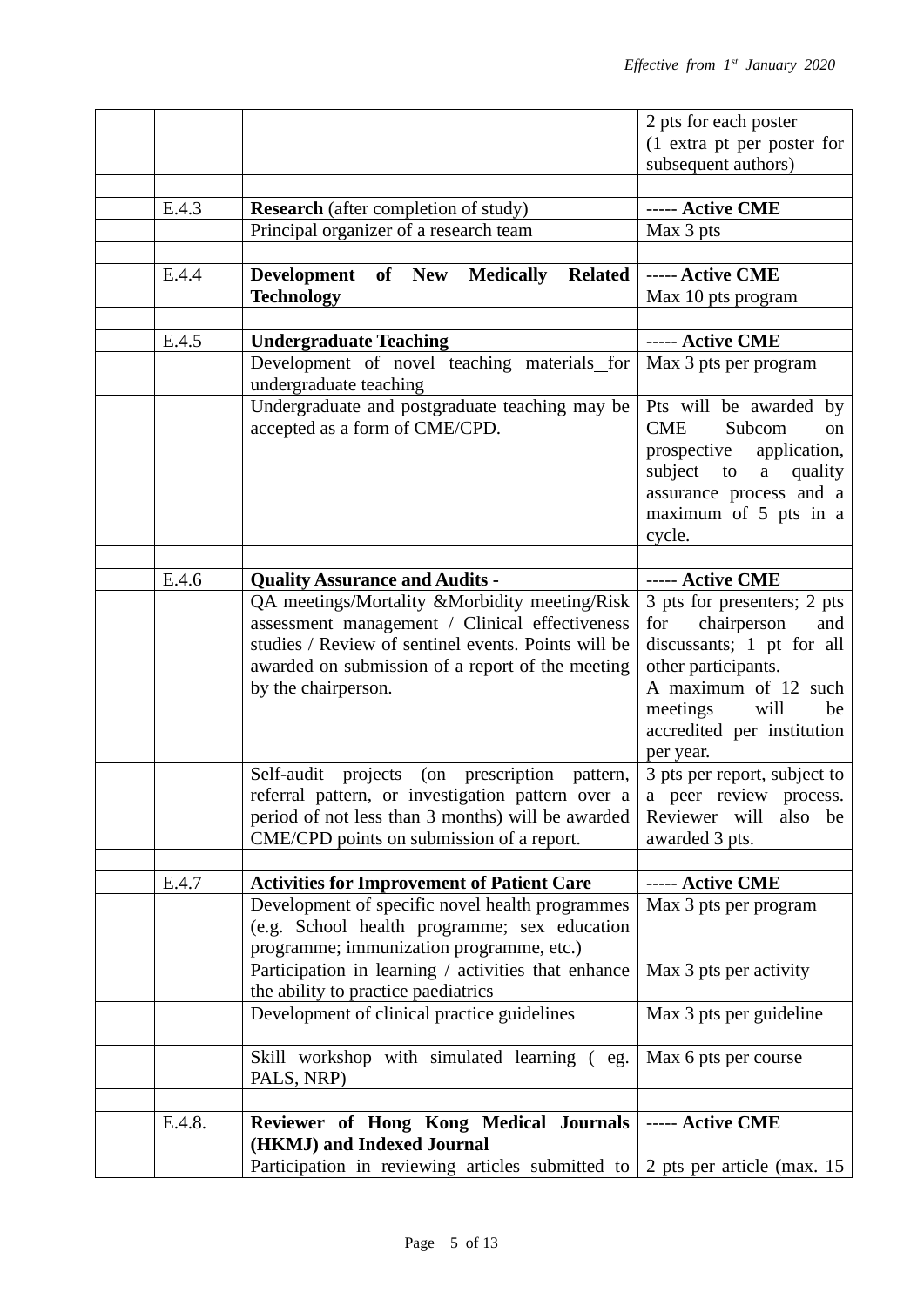| | | | |
|---|---|---|---|
| | | | 2 pts for each poster (1 extra pt per poster for subsequent authors) |
| | | | |
| | E.4.3 | **Research** (after completion of study) | ----- **Active CME** |
| | | Principal organizer of a research team | Max 3 pts |
| | | | |
| | E.4.4 | **Development of New Medically Related Technology** | ----- **Active CME** Max 10 pts program |
| | | | |
| | E.4.5 | **Undergraduate Teaching** | ----- **Active CME** |
| | | Development of novel teaching materials_for undergraduate teaching | Max 3 pts per program |
| | | Undergraduate and postgraduate teaching may be accepted as a form of CME/CPD. | Pts will be awarded by CME Subcom on prospective application, subject to a quality assurance process and a maximum of 5 pts in a cycle. |
| | | | |
| | E.4.6 | **Quality Assurance and Audits -** | ----- **Active CME** |
| | | QA meetings/Mortality &Morbidity meeting/Risk assessment management / Clinical effectiveness studies / Review of sentinel events. Points will be awarded on submission of a report of the meeting by the chairperson. | 3 pts for presenters; 2 pts for chairperson and discussants; 1 pt for all other participants. A maximum of 12 such meetings will be accredited per institution per year. |
| | | Self-audit projects (on prescription pattern, referral pattern, or investigation pattern over a period of not less than 3 months) will be awarded CME/CPD points on submission of a report. | 3 pts per report, subject to a peer review process. Reviewer will also be awarded 3 pts. |
| | | | |
| | E.4.7 | **Activities for Improvement of Patient Care** | ----- **Active CME** |
| | | Development of specific novel health programmes (e.g. School health programme; sex education programme; immunization programme, etc.) | Max 3 pts per program |
| | | Participation in learning / activities that enhance the ability to practice paediatrics | Max 3 pts per activity |
| | | Development of clinical practice guidelines | Max 3 pts per guideline |
| | | Skill workshop with simulated learning ( eg. PALS, NRP) | Max 6 pts per course |
| | | | |
| | E.4.8. | **Reviewer of Hong Kong Medical Journals (HKMJ) and Indexed Journal** | ----- **Active CME** |
| | | Participation in reviewing articles submitted to | 2 pts per article (max. 15 |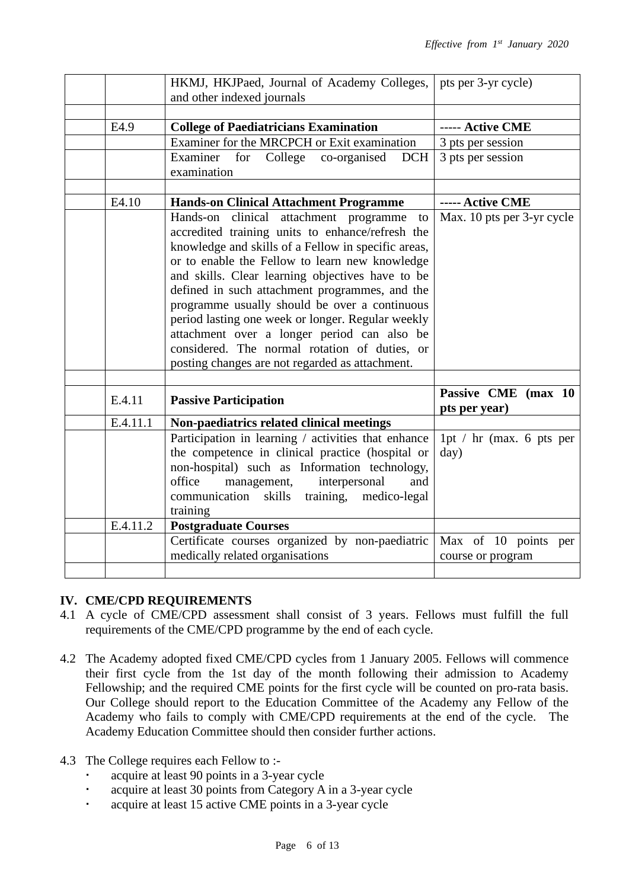*Effective from 1st January 2020*

| | | | |
|---|---|---|---|
| | | HKMJ, HKJPaed, Journal of Academy Colleges, and other indexed journals | pts per 3-yr cycle) |
| | | | |
| | E4.9 | **College of Paediatricians Examination** | **----- Active CME** |
| | | Examiner for the MRCPCH or Exit examination | 3 pts per session |
| | | Examiner for College co-organised DCH examination | 3 pts per session |
| | | | |
| | E4.10 | **Hands-on Clinical Attachment Programme** | **----- Active CME** |
| | | Hands-on clinical attachment programme to accredited training units to enhance/refresh the knowledge and skills of a Fellow in specific areas, or to enable the Fellow to learn new knowledge and skills. Clear learning objectives have to be defined in such attachment programmes, and the programme usually should be over a continuous period lasting one week or longer. Regular weekly attachment over a longer period can also be considered. The normal rotation of duties, or posting changes are not regarded as attachment. | Max. 10 pts per 3-yr cycle |
| | | | |
| | E.4.11 | **Passive Participation** | **Passive CME (max 10 pts per year)** |
| | E.4.11.1 | **Non-paediatrics related clinical meetings** | |
| | | Participation in learning / activities that enhance the competence in clinical practice (hospital or non-hospital) such as Information technology, office management, interpersonal and communication skills training, medico-legal training | 1pt / hr (max. 6 pts per day) |
| | E.4.11.2 | **Postgraduate Courses** | |
| | | Certificate courses organized by non-paediatric medically related organisations | Max of 10 points per course or program |
| | | | |

## IV. CME/CPD REQUIREMENTS

4.1 A cycle of CME/CPD assessment shall consist of 3 years. Fellows must fulfill the full requirements of the CME/CPD programme by the end of each cycle.

4.2 The Academy adopted fixed CME/CPD cycles from 1 January 2005. Fellows will commence their first cycle from the 1st day of the month following their admission to Academy Fellowship; and the required CME points for the first cycle will be counted on pro-rata basis. Our College should report to the Education Committee of the Academy any Fellow of the Academy who fails to comply with CME/CPD requirements at the end of the cycle. The Academy Education Committee should then consider further actions.

4.3 The College requires each Fellow to :-
- acquire at least 90 points in a 3-year cycle
- acquire at least 30 points from Category A in a 3-year cycle
- acquire at least 15 active CME points in a 3-year cycle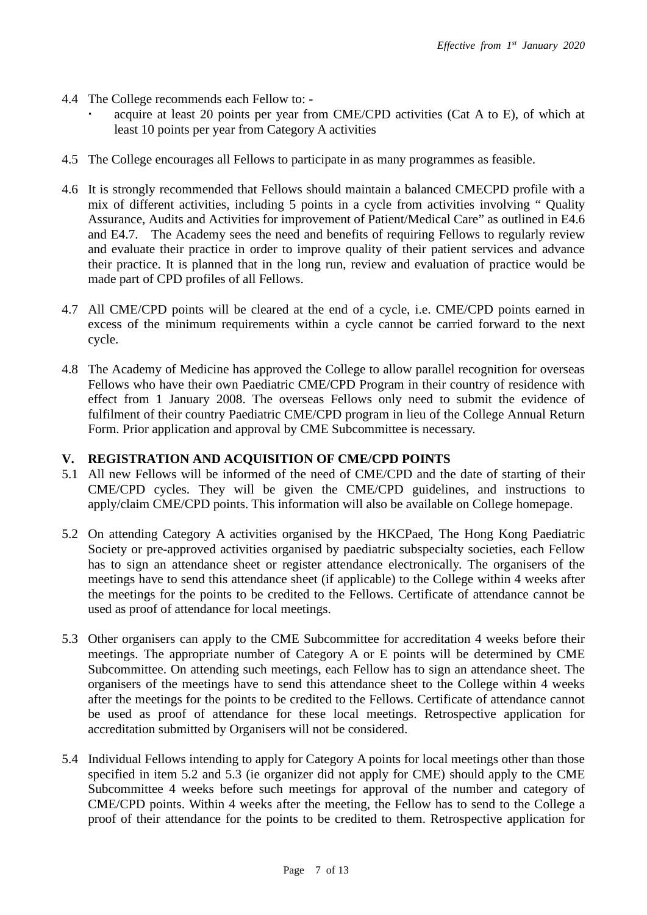4.4 The College recommends each Fellow to: -

- acquire at least 20 points per year from CME/CPD activities (Cat A to E), of which at least 10 points per year from Category A activities

4.5 The College encourages all Fellows to participate in as many programmes as feasible.

4.6 It is strongly recommended that Fellows should maintain a balanced CMECPD profile with a mix of different activities, including 5 points in a cycle from activities involving " Quality Assurance, Audits and Activities for improvement of Patient/Medical Care" as outlined in E4.6 and E4.7. The Academy sees the need and benefits of requiring Fellows to regularly review and evaluate their practice in order to improve quality of their patient services and advance their practice. It is planned that in the long run, review and evaluation of practice would be made part of CPD profiles of all Fellows.

4.7 All CME/CPD points will be cleared at the end of a cycle, i.e. CME/CPD points earned in excess of the minimum requirements within a cycle cannot be carried forward to the next cycle.

4.8 The Academy of Medicine has approved the College to allow parallel recognition for overseas Fellows who have their own Paediatric CME/CPD Program in their country of residence with effect from 1 January 2008. The overseas Fellows only need to submit the evidence of fulfilment of their country Paediatric CME/CPD program in lieu of the College Annual Return Form. Prior application and approval by CME Subcommittee is necessary.

## V. REGISTRATION AND ACQUISITION OF CME/CPD POINTS

5.1 All new Fellows will be informed of the need of CME/CPD and the date of starting of their CME/CPD cycles. They will be given the CME/CPD guidelines, and instructions to apply/claim CME/CPD points. This information will also be available on College homepage.

5.2 On attending Category A activities organised by the HKCPaed, The Hong Kong Paediatric Society or pre-approved activities organised by paediatric subspecialty societies, each Fellow has to sign an attendance sheet or register attendance electronically. The organisers of the meetings have to send this attendance sheet (if applicable) to the College within 4 weeks after the meetings for the points to be credited to the Fellows. Certificate of attendance cannot be used as proof of attendance for local meetings.

5.3 Other organisers can apply to the CME Subcommittee for accreditation 4 weeks before their meetings. The appropriate number of Category A or E points will be determined by CME Subcommittee. On attending such meetings, each Fellow has to sign an attendance sheet. The organisers of the meetings have to send this attendance sheet to the College within 4 weeks after the meetings for the points to be credited to the Fellows. Certificate of attendance cannot be used as proof of attendance for these local meetings. Retrospective application for accreditation submitted by Organisers will not be considered.

5.4 Individual Fellows intending to apply for Category A points for local meetings other than those specified in item 5.2 and 5.3 (ie organizer did not apply for CME) should apply to the CME Subcommittee 4 weeks before such meetings for approval of the number and category of CME/CPD points. Within 4 weeks after the meeting, the Fellow has to send to the College a proof of their attendance for the points to be credited to them. Retrospective application for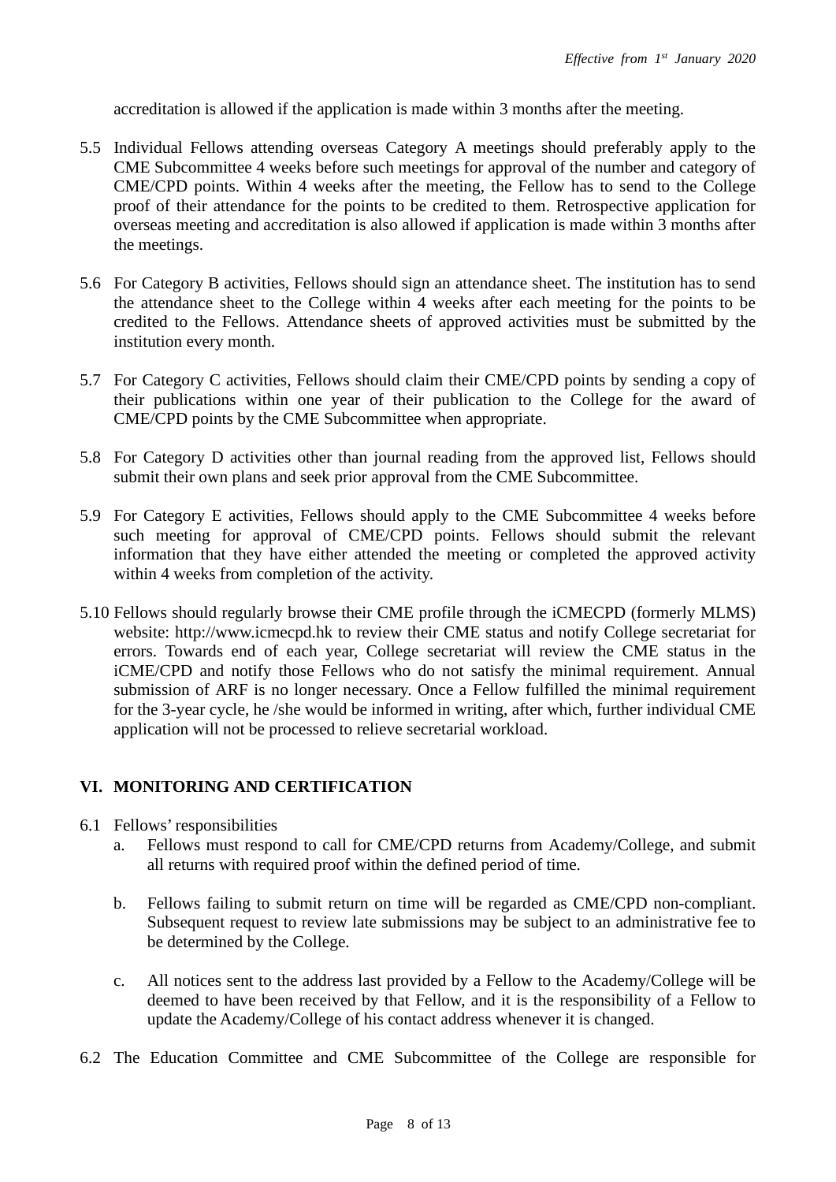accreditation is allowed if the application is made within 3 months after the meeting.

5.5 Individual Fellows attending overseas Category A meetings should preferably apply to the CME Subcommittee 4 weeks before such meetings for approval of the number and category of CME/CPD points. Within 4 weeks after the meeting, the Fellow has to send to the College proof of their attendance for the points to be credited to them. Retrospective application for overseas meeting and accreditation is also allowed if application is made within 3 months after the meetings.

5.6 For Category B activities, Fellows should sign an attendance sheet. The institution has to send the attendance sheet to the College within 4 weeks after each meeting for the points to be credited to the Fellows. Attendance sheets of approved activities must be submitted by the institution every month.

5.7 For Category C activities, Fellows should claim their CME/CPD points by sending a copy of their publications within one year of their publication to the College for the award of CME/CPD points by the CME Subcommittee when appropriate.

5.8 For Category D activities other than journal reading from the approved list, Fellows should submit their own plans and seek prior approval from the CME Subcommittee.

5.9 For Category E activities, Fellows should apply to the CME Subcommittee 4 weeks before such meeting for approval of CME/CPD points. Fellows should submit the relevant information that they have either attended the meeting or completed the approved activity within 4 weeks from completion of the activity.

5.10 Fellows should regularly browse their CME profile through the iCMECPD (formerly MLMS) website: http://www.icmecpd.hk to review their CME status and notify College secretariat for errors. Towards end of each year, College secretariat will review the CME status in the iCME/CPD and notify those Fellows who do not satisfy the minimal requirement. Annual submission of ARF is no longer necessary. Once a Fellow fulfilled the minimal requirement for the 3-year cycle, he /she would be informed in writing, after which, further individual CME application will not be processed to relieve secretarial workload.

## VI. MONITORING AND CERTIFICATION

6.1 Fellows' responsibilities

   a. Fellows must respond to call for CME/CPD returns from Academy/College, and submit all returns with required proof within the defined period of time.

   b. Fellows failing to submit return on time will be regarded as CME/CPD non-compliant. Subsequent request to review late submissions may be subject to an administrative fee to be determined by the College.

   c. All notices sent to the address last provided by a Fellow to the Academy/College will be deemed to have been received by that Fellow, and it is the responsibility of a Fellow to update the Academy/College of his contact address whenever it is changed.

6.2 The Education Committee and CME Subcommittee of the College are responsible for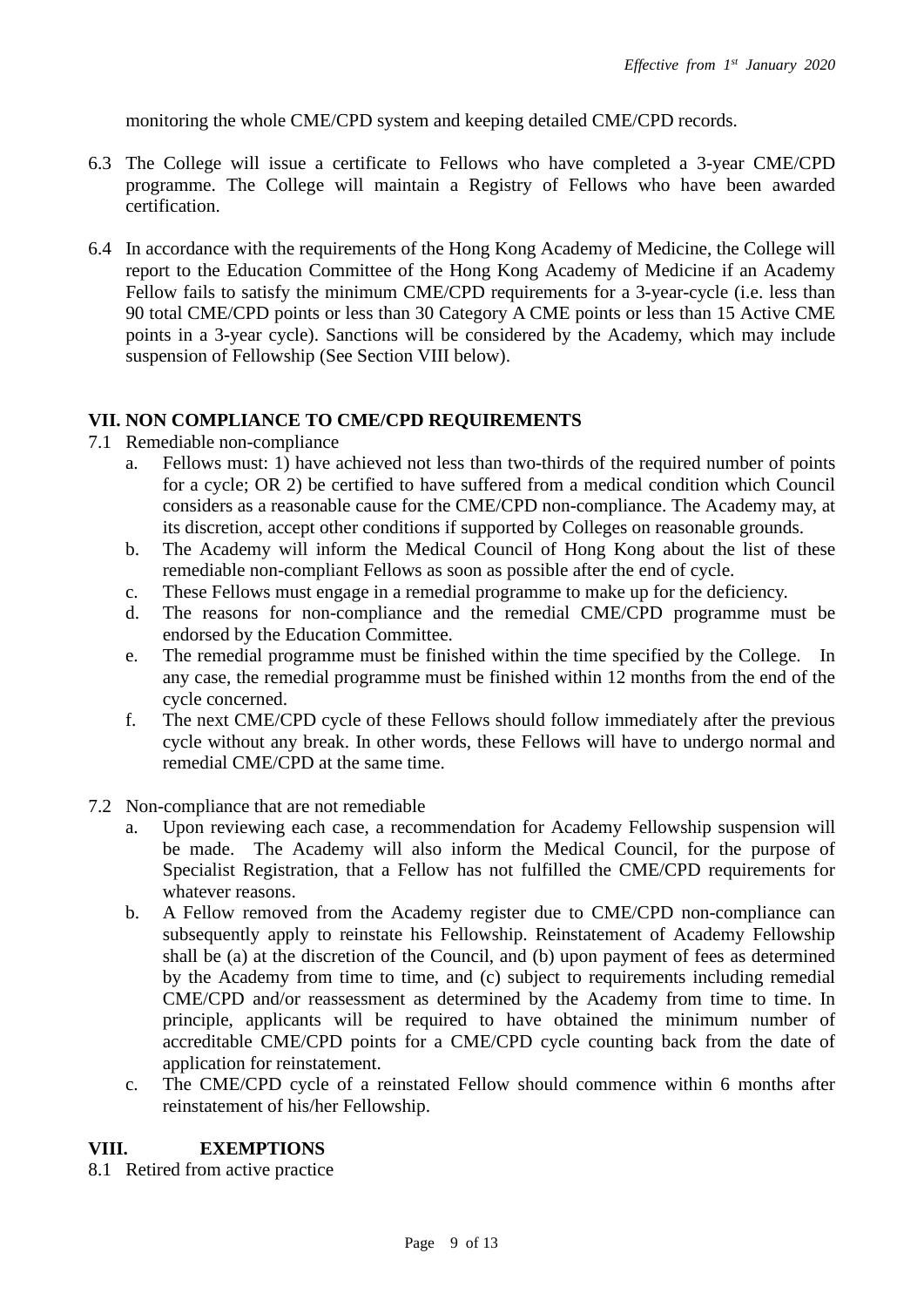monitoring the whole CME/CPD system and keeping detailed CME/CPD records.

6.3 The College will issue a certificate to Fellows who have completed a 3-year CME/CPD programme. The College will maintain a Registry of Fellows who have been awarded certification.

6.4 In accordance with the requirements of the Hong Kong Academy of Medicine, the College will report to the Education Committee of the Hong Kong Academy of Medicine if an Academy Fellow fails to satisfy the minimum CME/CPD requirements for a 3-year-cycle (i.e. less than 90 total CME/CPD points or less than 30 Category A CME points or less than 15 Active CME points in a 3-year cycle). Sanctions will be considered by the Academy, which may include suspension of Fellowship (See Section VIII below).

## VII. NON COMPLIANCE TO CME/CPD REQUIREMENTS

7.1 Remediable non-compliance

   a. Fellows must: 1) have achieved not less than two-thirds of the required number of points for a cycle; OR 2) be certified to have suffered from a medical condition which Council considers as a reasonable cause for the CME/CPD non-compliance. The Academy may, at its discretion, accept other conditions if supported by Colleges on reasonable grounds.
   b. The Academy will inform the Medical Council of Hong Kong about the list of these remediable non-compliant Fellows as soon as possible after the end of cycle.
   c. These Fellows must engage in a remedial programme to make up for the deficiency.
   d. The reasons for non-compliance and the remedial CME/CPD programme must be endorsed by the Education Committee.
   e. The remedial programme must be finished within the time specified by the College. In any case, the remedial programme must be finished within 12 months from the end of the cycle concerned.
   f. The next CME/CPD cycle of these Fellows should follow immediately after the previous cycle without any break. In other words, these Fellows will have to undergo normal and remedial CME/CPD at the same time.

7.2 Non-compliance that are not remediable

   a. Upon reviewing each case, a recommendation for Academy Fellowship suspension will be made. The Academy will also inform the Medical Council, for the purpose of Specialist Registration, that a Fellow has not fulfilled the CME/CPD requirements for whatever reasons.
   b. A Fellow removed from the Academy register due to CME/CPD non-compliance can subsequently apply to reinstate his Fellowship. Reinstatement of Academy Fellowship shall be (a) at the discretion of the Council, and (b) upon payment of fees as determined by the Academy from time to time, and (c) subject to requirements including remedial CME/CPD and/or reassessment as determined by the Academy from time to time. In principle, applicants will be required to have obtained the minimum number of accreditable CME/CPD points for a CME/CPD cycle counting back from the date of application for reinstatement.
   c. The CME/CPD cycle of a reinstated Fellow should commence within 6 months after reinstatement of his/her Fellowship.

## VIII. EXEMPTIONS

8.1 Retired from active practice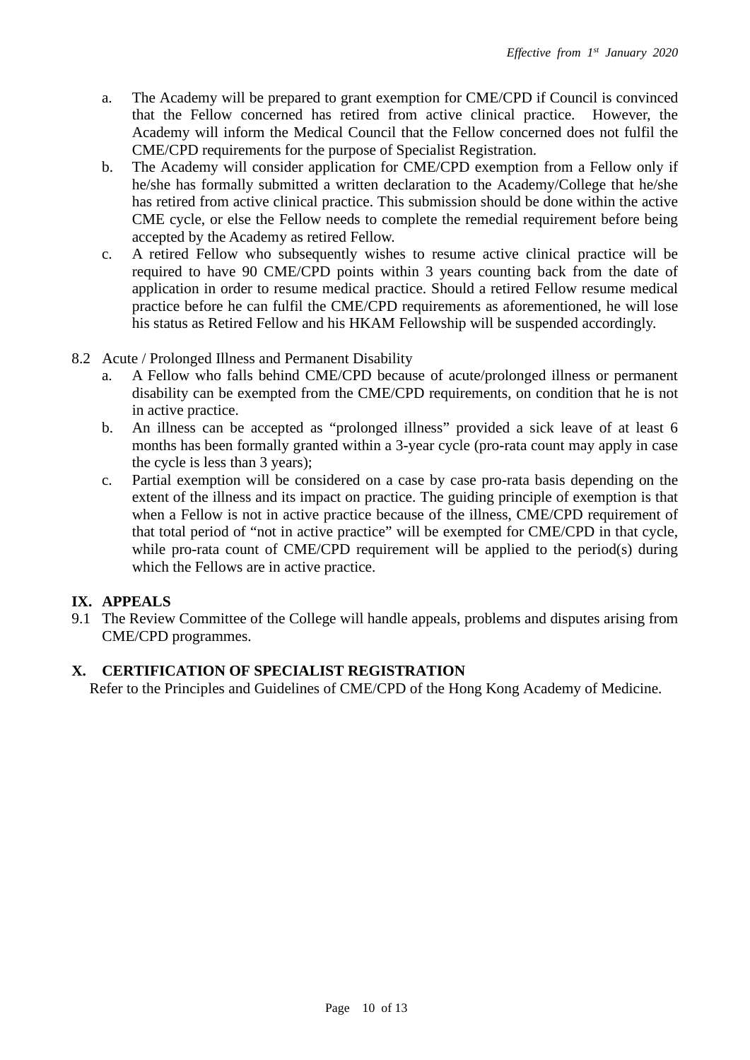a. The Academy will be prepared to grant exemption for CME/CPD if Council is convinced that the Fellow concerned has retired from active clinical practice. However, the Academy will inform the Medical Council that the Fellow concerned does not fulfil the CME/CPD requirements for the purpose of Specialist Registration.
b. The Academy will consider application for CME/CPD exemption from a Fellow only if he/she has formally submitted a written declaration to the Academy/College that he/she has retired from active clinical practice. This submission should be done within the active CME cycle, or else the Fellow needs to complete the remedial requirement before being accepted by the Academy as retired Fellow.
c. A retired Fellow who subsequently wishes to resume active clinical practice will be required to have 90 CME/CPD points within 3 years counting back from the date of application in order to resume medical practice. Should a retired Fellow resume medical practice before he can fulfil the CME/CPD requirements as aforementioned, he will lose his status as Retired Fellow and his HKAM Fellowship will be suspended accordingly.

8.2 Acute / Prolonged Illness and Permanent Disability

a. A Fellow who falls behind CME/CPD because of acute/prolonged illness or permanent disability can be exempted from the CME/CPD requirements, on condition that he is not in active practice.
b. An illness can be accepted as "prolonged illness" provided a sick leave of at least 6 months has been formally granted within a 3-year cycle (pro-rata count may apply in case the cycle is less than 3 years);
c. Partial exemption will be considered on a case by case pro-rata basis depending on the extent of the illness and its impact on practice. The guiding principle of exemption is that when a Fellow is not in active practice because of the illness, CME/CPD requirement of that total period of "not in active practice" will be exempted for CME/CPD in that cycle, while pro-rata count of CME/CPD requirement will be applied to the period(s) during which the Fellows are in active practice.

## IX. APPEALS

9.1 The Review Committee of the College will handle appeals, problems and disputes arising from CME/CPD programmes.

## X. CERTIFICATION OF SPECIALIST REGISTRATION

Refer to the Principles and Guidelines of CME/CPD of the Hong Kong Academy of Medicine.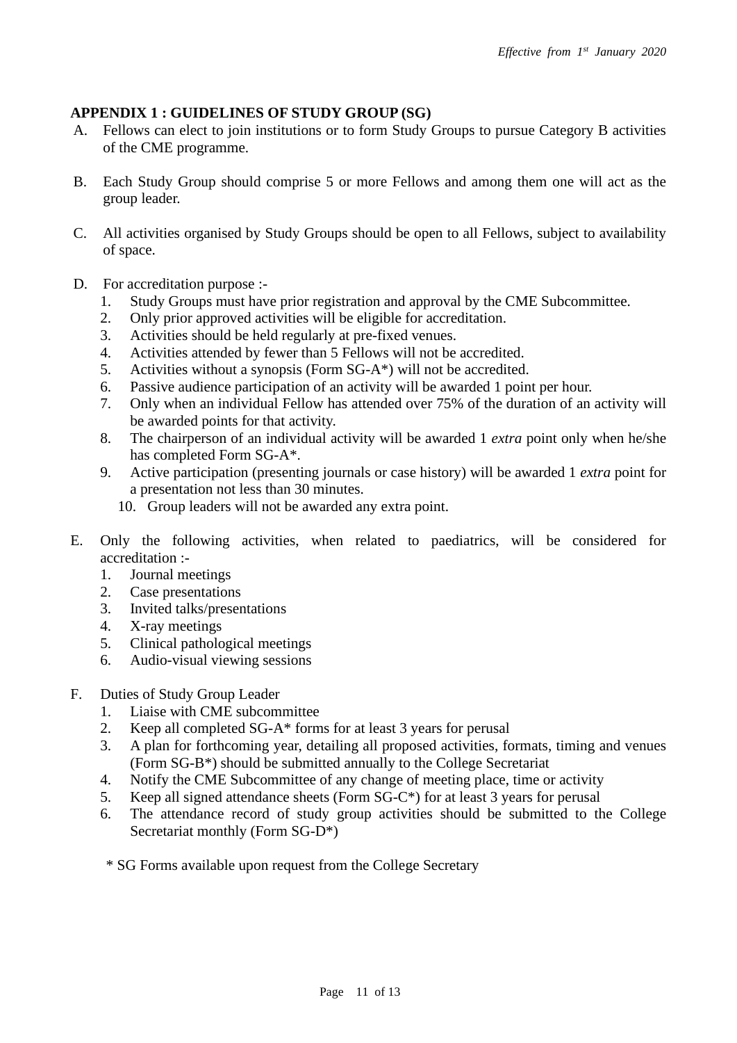*Effective from 1st January 2020*

**APPENDIX 1 : GUIDELINES OF STUDY GROUP (SG)**

A. Fellows can elect to join institutions or to form Study Groups to pursue Category B activities of the CME programme.

B. Each Study Group should comprise 5 or more Fellows and among them one will act as the group leader.

C. All activities organised by Study Groups should be open to all Fellows, subject to availability of space.

D. For accreditation purpose :-
   1. Study Groups must have prior registration and approval by the CME Subcommittee.
   2. Only prior approved activities will be eligible for accreditation.
   3. Activities should be held regularly at pre-fixed venues.
   4. Activities attended by fewer than 5 Fellows will not be accredited.
   5. Activities without a synopsis (Form SG-A*) will not be accredited.
   6. Passive audience participation of an activity will be awarded 1 point per hour.
   7. Only when an individual Fellow has attended over 75% of the duration of an activity will be awarded points for that activity.
   8. The chairperson of an individual activity will be awarded 1 *extra* point only when he/she has completed Form SG-A*.
   9. Active participation (presenting journals or case history) will be awarded 1 *extra* point for a presentation not less than 30 minutes.
   10. Group leaders will not be awarded any extra point.

E. Only the following activities, when related to paediatrics, will be considered for accreditation :-
   1. Journal meetings
   2. Case presentations
   3. Invited talks/presentations
   4. X-ray meetings
   5. Clinical pathological meetings
   6. Audio-visual viewing sessions

F. Duties of Study Group Leader
   1. Liaise with CME subcommittee
   2. Keep all completed SG-A* forms for at least 3 years for perusal
   3. A plan for forthcoming year, detailing all proposed activities, formats, timing and venues (Form SG-B*) should be submitted annually to the College Secretariat
   4. Notify the CME Subcommittee of any change of meeting place, time or activity
   5. Keep all signed attendance sheets (Form SG-C*) for at least 3 years for perusal
   6. The attendance record of study group activities should be submitted to the College Secretariat monthly (Form SG-D*)

\* SG Forms available upon request from the College Secretary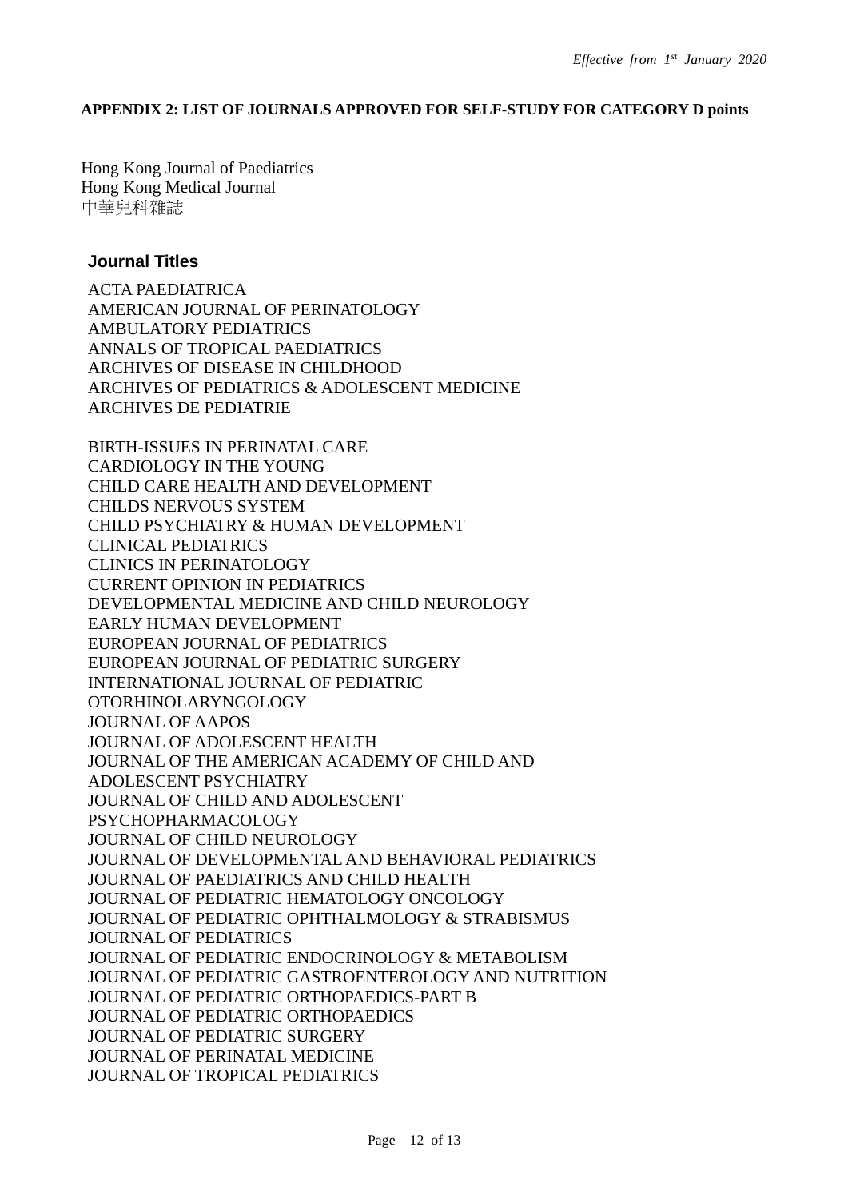*Effective from 1st January 2020*

**APPENDIX 2: LIST OF JOURNALS APPROVED FOR SELF-STUDY FOR CATEGORY D points**

Hong Kong Journal of Paediatrics
Hong Kong Medical Journal
中華兒科雜誌

**Journal Titles**

ACTA PAEDIATRICA
AMERICAN JOURNAL OF PERINATOLOGY
AMBULATORY PEDIATRICS
ANNALS OF TROPICAL PAEDIATRICS
ARCHIVES OF DISEASE IN CHILDHOOD
ARCHIVES OF PEDIATRICS & ADOLESCENT MEDICINE
ARCHIVES DE PEDIATRIE

BIRTH-ISSUES IN PERINATAL CARE
CARDIOLOGY IN THE YOUNG
CHILD CARE HEALTH AND DEVELOPMENT
CHILDS NERVOUS SYSTEM
CHILD PSYCHIATRY & HUMAN DEVELOPMENT
CLINICAL PEDIATRICS
CLINICS IN PERINATOLOGY
CURRENT OPINION IN PEDIATRICS
DEVELOPMENTAL MEDICINE AND CHILD NEUROLOGY
EARLY HUMAN DEVELOPMENT
EUROPEAN JOURNAL OF PEDIATRICS
EUROPEAN JOURNAL OF PEDIATRIC SURGERY
INTERNATIONAL JOURNAL OF PEDIATRIC OTORHINOLARYNGOLOGY
JOURNAL OF AAPOS
JOURNAL OF ADOLESCENT HEALTH
JOURNAL OF THE AMERICAN ACADEMY OF CHILD AND ADOLESCENT PSYCHIATRY
JOURNAL OF CHILD AND ADOLESCENT PSYCHOPHARMACOLOGY
JOURNAL OF CHILD NEUROLOGY
JOURNAL OF DEVELOPMENTAL AND BEHAVIORAL PEDIATRICS
JOURNAL OF PAEDIATRICS AND CHILD HEALTH
JOURNAL OF PEDIATRIC HEMATOLOGY ONCOLOGY
JOURNAL OF PEDIATRIC OPHTHALMOLOGY & STRABISMUS
JOURNAL OF PEDIATRICS
JOURNAL OF PEDIATRIC ENDOCRINOLOGY & METABOLISM
JOURNAL OF PEDIATRIC GASTROENTEROLOGY AND NUTRITION
JOURNAL OF PEDIATRIC ORTHOPAEDICS-PART B
JOURNAL OF PEDIATRIC ORTHOPAEDICS
JOURNAL OF PEDIATRIC SURGERY
JOURNAL OF PERINATAL MEDICINE
JOURNAL OF TROPICAL PEDIATRICS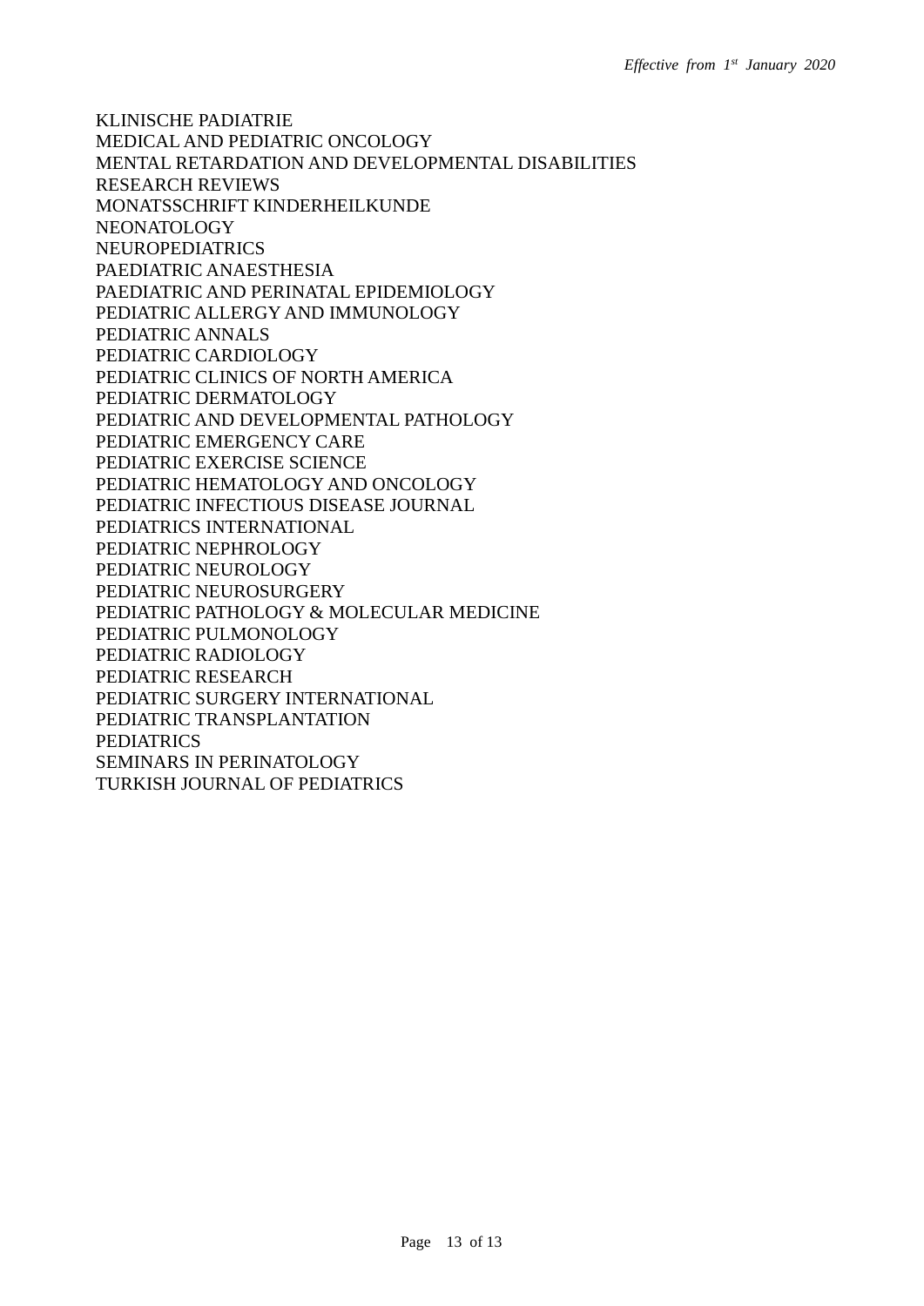KLINISCHE PADIATRIE
MEDICAL AND PEDIATRIC ONCOLOGY
MENTAL RETARDATION AND DEVELOPMENTAL DISABILITIES
RESEARCH REVIEWS
MONATSSCHRIFT KINDERHEILKUNDE
NEONATOLOGY
NEUROPEDIATRICS
PAEDIATRIC ANAESTHESIA
PAEDIATRIC AND PERINATAL EPIDEMIOLOGY
PEDIATRIC ALLERGY AND IMMUNOLOGY
PEDIATRIC ANNALS
PEDIATRIC CARDIOLOGY
PEDIATRIC CLINICS OF NORTH AMERICA
PEDIATRIC DERMATOLOGY
PEDIATRIC AND DEVELOPMENTAL PATHOLOGY
PEDIATRIC EMERGENCY CARE
PEDIATRIC EXERCISE SCIENCE
PEDIATRIC HEMATOLOGY AND ONCOLOGY
PEDIATRIC INFECTIOUS DISEASE JOURNAL
PEDIATRICS INTERNATIONAL
PEDIATRIC NEPHROLOGY
PEDIATRIC NEUROLOGY
PEDIATRIC NEUROSURGERY
PEDIATRIC PATHOLOGY & MOLECULAR MEDICINE
PEDIATRIC PULMONOLOGY
PEDIATRIC RADIOLOGY
PEDIATRIC RESEARCH
PEDIATRIC SURGERY INTERNATIONAL
PEDIATRIC TRANSPLANTATION
PEDIATRICS
SEMINARS IN PERINATOLOGY
TURKISH JOURNAL OF PEDIATRICS